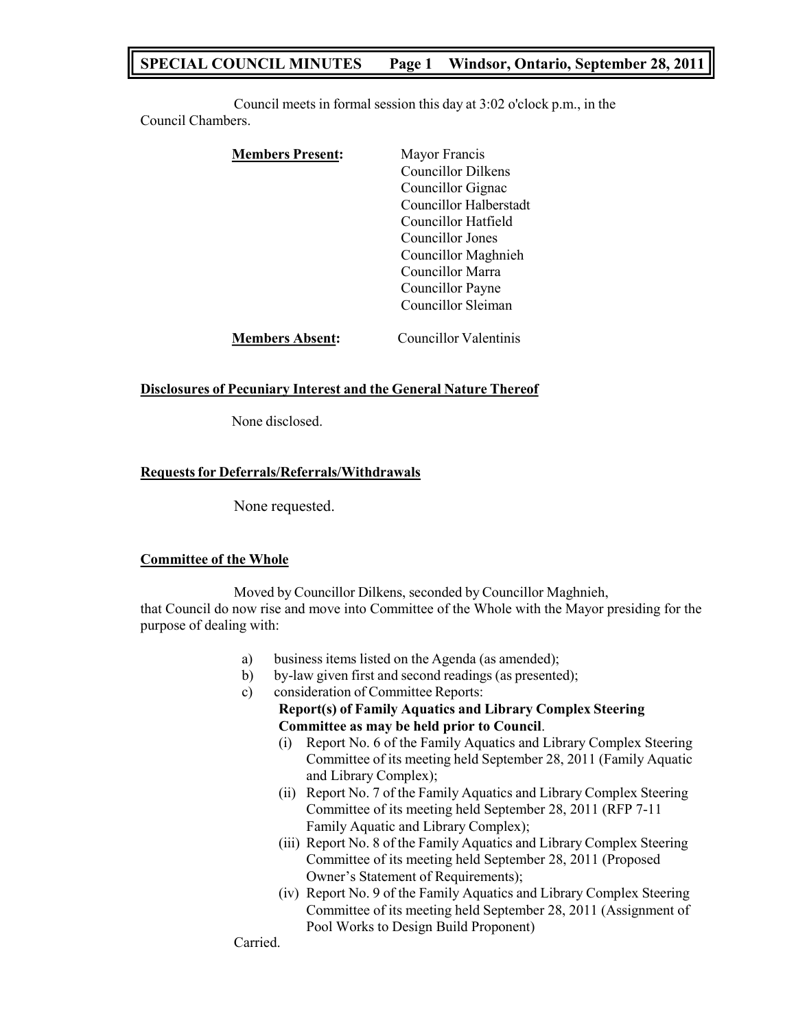# SPECIAL COUNCIL MINUTES Page 1 Windsor, Ontario, September 28, 2011

Council meets in formal session this day at 3:02 o'clock p.m., in the Council Chambers.

**Members Present:**
- Mayor Francis
- Councillor Dilkens
- Councillor Gignac
- Councillor Halberstadt
- Councillor Hatfield
- Councillor Jones
- Councillor Maghnieh
- Councillor Marra
- Councillor Payne
- Councillor Sleiman

**Members Absent:** Councillor Valentinis

## Disclosures of Pecuniary Interest and the General Nature Thereof

None disclosed.

## Requests for Deferrals/Referrals/Withdrawals

None requested.

## Committee of the Whole

Moved by Councillor Dilkens, seconded by Councillor Maghnieh, that Council do now rise and move into Committee of the Whole with the Mayor presiding for the purpose of dealing with:

a) business items listed on the Agenda (as amended);

b) by-law given first and second readings (as presented);

c) consideration of Committee Reports:

**Report(s) of Family Aquatics and Library Complex Steering Committee as may be held prior to Council**.

(i) Report No. 6 of the Family Aquatics and Library Complex Steering Committee of its meeting held September 28, 2011 (Family Aquatic and Library Complex);

(ii) Report No. 7 of the Family Aquatics and Library Complex Steering Committee of its meeting held September 28, 2011 (RFP 7-11 Family Aquatic and Library Complex);

(iii) Report No. 8 of the Family Aquatics and Library Complex Steering Committee of its meeting held September 28, 2011 (Proposed Owner's Statement of Requirements);

(iv) Report No. 9 of the Family Aquatics and Library Complex Steering Committee of its meeting held September 28, 2011 (Assignment of Pool Works to Design Build Proponent)

Carried.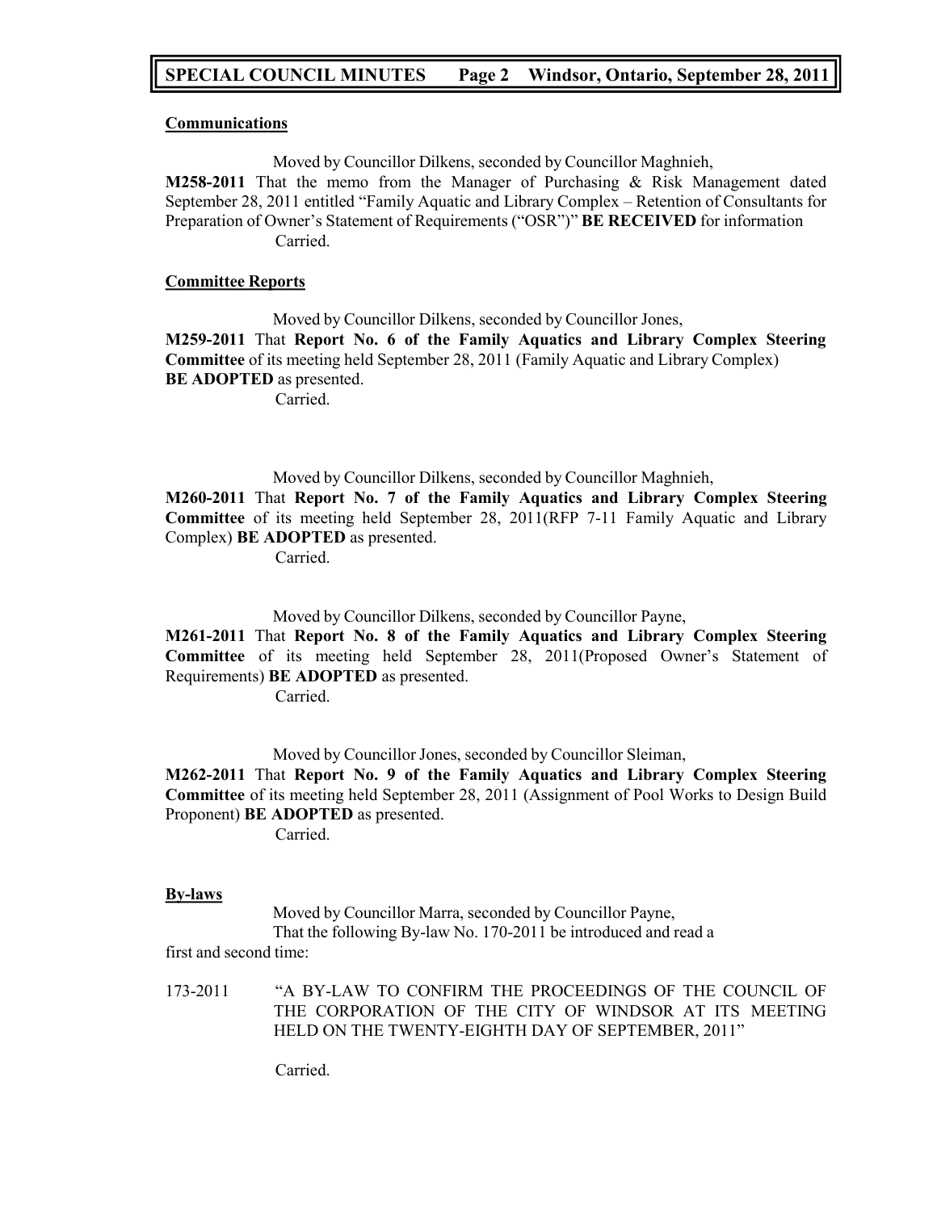## Communications

Moved by Councillor Dilkens, seconded by Councillor Maghnieh,

**M258-2011** That the memo from the Manager of Purchasing & Risk Management dated September 28, 2011 entitled "Family Aquatic and Library Complex – Retention of Consultants for Preparation of Owner's Statement of Requirements ("OSR")" **BE RECEIVED** for information

Carried.

## Committee Reports

Moved by Councillor Dilkens, seconded by Councillor Jones,

**M259-2011** That **Report No. 6 of the Family Aquatics and Library Complex Steering Committee** of its meeting held September 28, 2011 (Family Aquatic and Library Complex) **BE ADOPTED** as presented.

Carried.

Moved by Councillor Dilkens, seconded by Councillor Maghnieh,

**M260-2011** That **Report No. 7 of the Family Aquatics and Library Complex Steering Committee** of its meeting held September 28, 2011(RFP 7-11 Family Aquatic and Library Complex) **BE ADOPTED** as presented.

Carried.

Moved by Councillor Dilkens, seconded by Councillor Payne,

**M261-2011** That **Report No. 8 of the Family Aquatics and Library Complex Steering Committee** of its meeting held September 28, 2011(Proposed Owner's Statement of Requirements) **BE ADOPTED** as presented.

Carried.

Moved by Councillor Jones, seconded by Councillor Sleiman,

**M262-2011** That **Report No. 9 of the Family Aquatics and Library Complex Steering Committee** of its meeting held September 28, 2011 (Assignment of Pool Works to Design Build Proponent) **BE ADOPTED** as presented.

Carried.

## By-laws

Moved by Councillor Marra, seconded by Councillor Payne,

That the following By-law No. 170-2011 be introduced and read a first and second time:

173-2011 "A BY-LAW TO CONFIRM THE PROCEEDINGS OF THE COUNCIL OF THE CORPORATION OF THE CITY OF WINDSOR AT ITS MEETING HELD ON THE TWENTY-EIGHTH DAY OF SEPTEMBER, 2011"

Carried.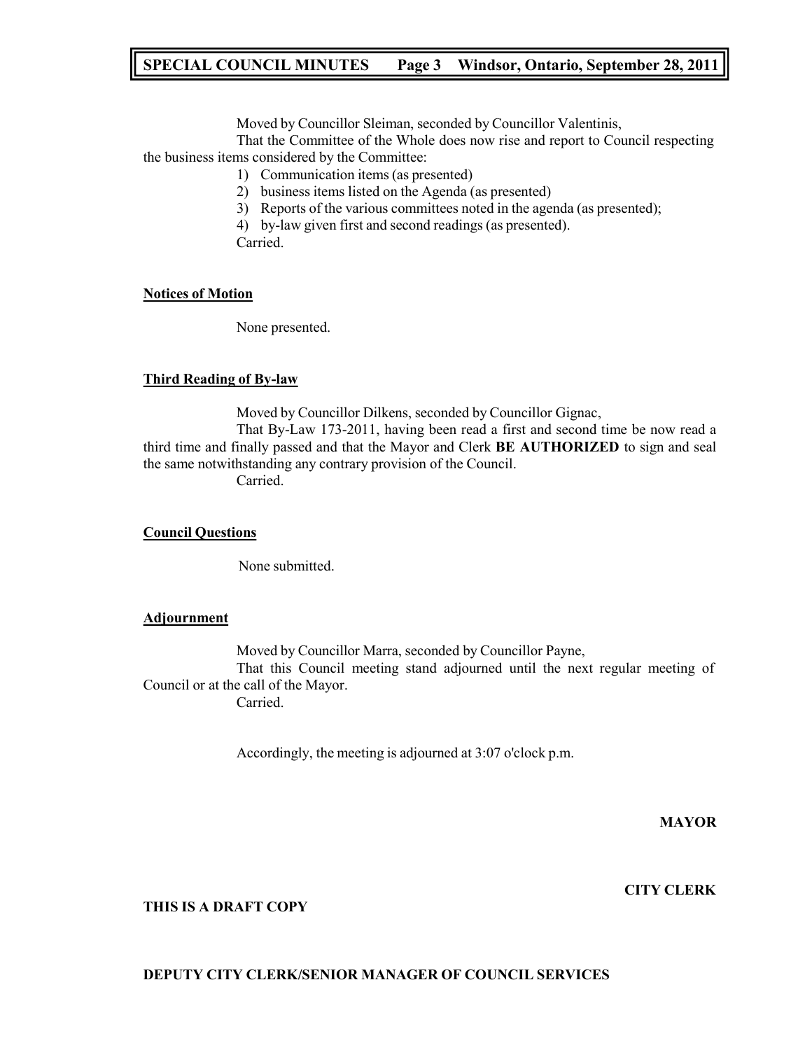Moved by Councillor Sleiman, seconded by Councillor Valentinis,

That the Committee of the Whole does now rise and report to Council respecting the business items considered by the Committee:

1) Communication items (as presented)
2) business items listed on the Agenda (as presented)
3) Reports of the various committees noted in the agenda (as presented);
4) by-law given first and second readings (as presented).

Carried.

## Notices of Motion

None presented.

## Third Reading of By-law

Moved by Councillor Dilkens, seconded by Councillor Gignac,

That By-Law 173-2011, having been read a first and second time be now read a third time and finally passed and that the Mayor and Clerk **BE AUTHORIZED** to sign and seal the same notwithstanding any contrary provision of the Council.

Carried.

## Council Questions

None submitted.

## Adjournment

Moved by Councillor Marra, seconded by Councillor Payne,

That this Council meeting stand adjourned until the next regular meeting of Council or at the call of the Mayor.

Carried.

Accordingly, the meeting is adjourned at 3:07 o'clock p.m.

**MAYOR**

**CITY CLERK**

**THIS IS A DRAFT COPY**

**DEPUTY CITY CLERK/SENIOR MANAGER OF COUNCIL SERVICES**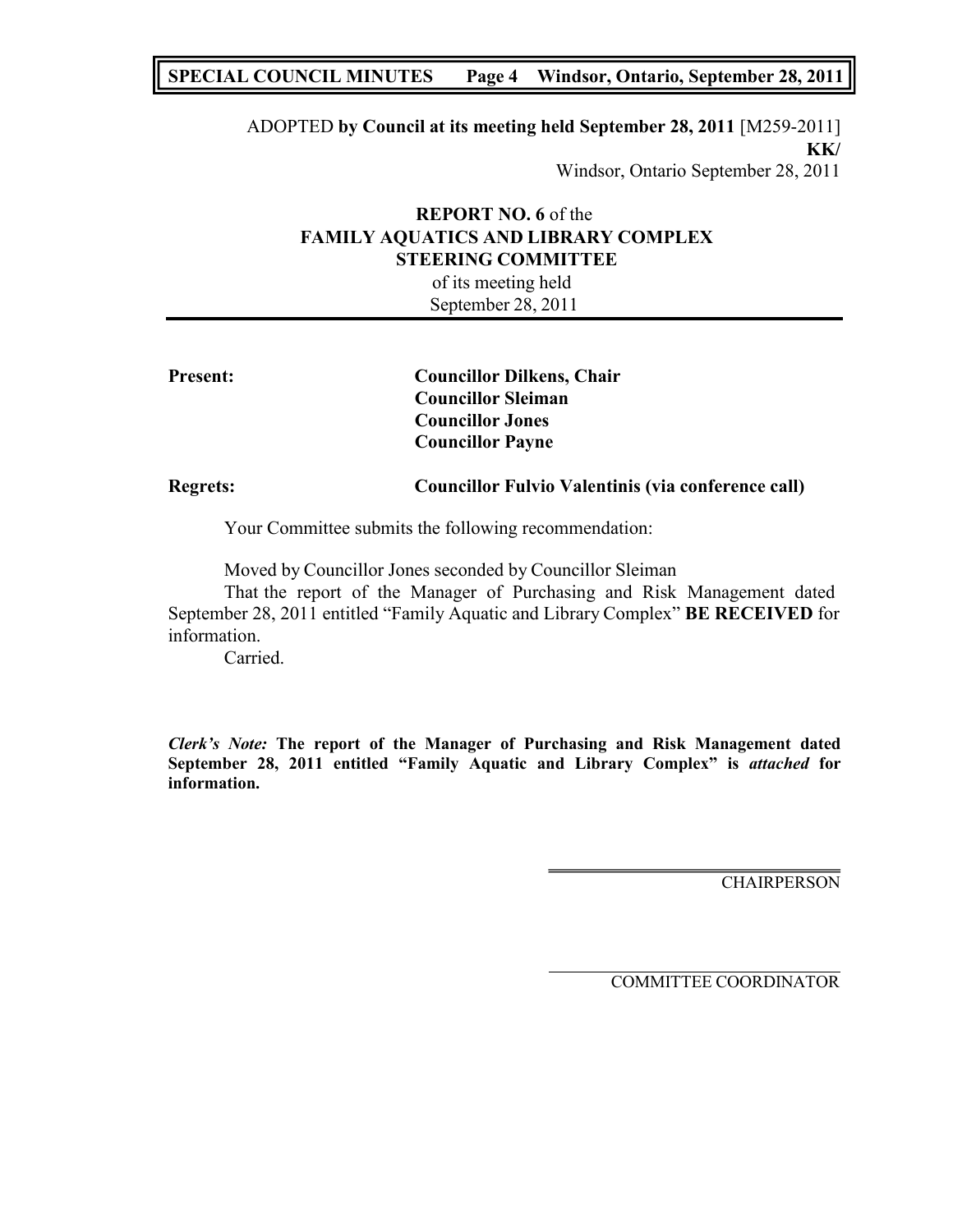ADOPTED **by Council at its meeting held September 28, 2011** [M259-2011]
**KK/**
Windsor, Ontario September 28, 2011

**REPORT NO. 6** of the
**FAMILY AQUATICS AND LIBRARY COMPLEX STEERING COMMITTEE**
of its meeting held
September 28, 2011

**Present:** **Councillor Dilkens, Chair**
**Councillor Sleiman**
**Councillor Jones**
**Councillor Payne**

**Regrets:** **Councillor Fulvio Valentinis (via conference call)**

Your Committee submits the following recommendation:

Moved by Councillor Jones seconded by Councillor Sleiman
That the report of the Manager of Purchasing and Risk Management dated September 28, 2011 entitled "Family Aquatic and Library Complex" **BE RECEIVED** for information.
Carried.

***Clerk's Note:*** **The report of the Manager of Purchasing and Risk Management dated September 28, 2011 entitled "Family Aquatic and Library Complex" is *attached* for information.**

CHAIRPERSON

COMMITTEE COORDINATOR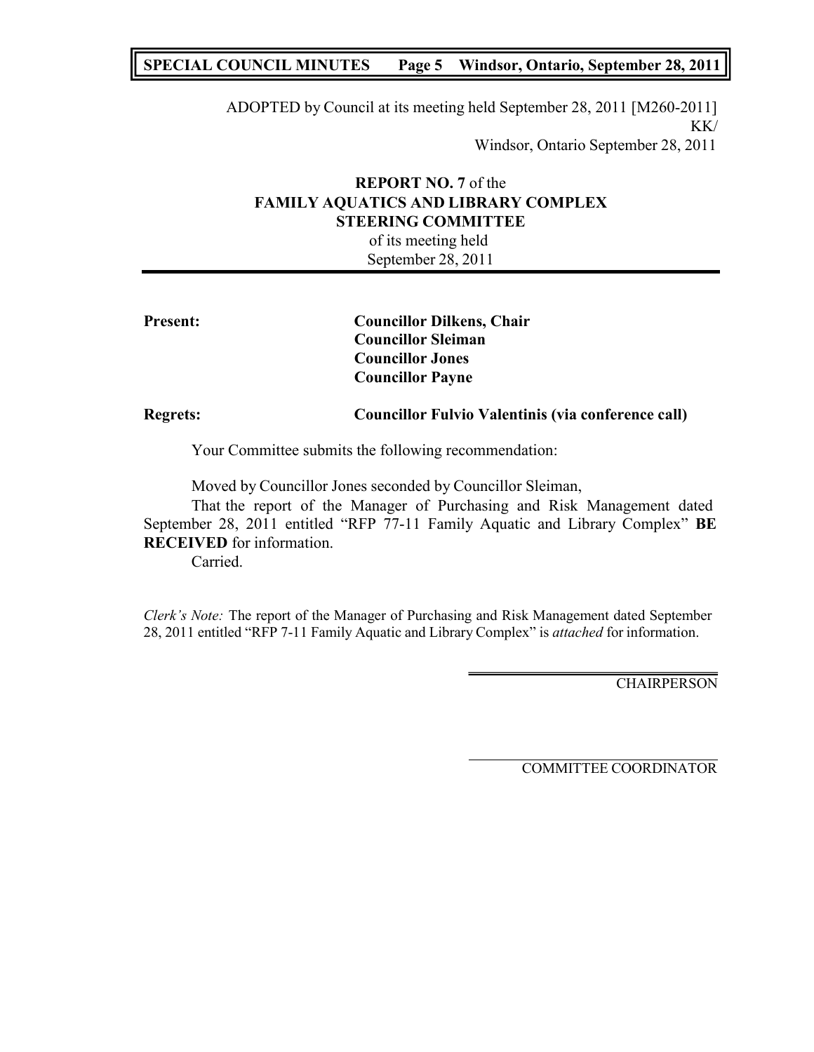ADOPTED by Council at its meeting held September 28, 2011 [M260-2011]
KK/
Windsor, Ontario September 28, 2011

**REPORT NO. 7** of the
**FAMILY AQUATICS AND LIBRARY COMPLEX STEERING COMMITTEE**
of its meeting held
September 28, 2011

| **Present:** | **Councillor Dilkens, Chair** |
| --- | --- |
| | **Councillor Sleiman** |
| | **Councillor Jones** |
| | **Councillor Payne** |
| **Regrets:** | **Councillor Fulvio Valentinis (via conference call)** |

Your Committee submits the following recommendation:

Moved by Councillor Jones seconded by Councillor Sleiman,

That the report of the Manager of Purchasing and Risk Management dated September 28, 2011 entitled "RFP 77-11 Family Aquatic and Library Complex" **BE RECEIVED** for information.

Carried.

*Clerk's Note:* The report of the Manager of Purchasing and Risk Management dated September 28, 2011 entitled "RFP 7-11 Family Aquatic and Library Complex" is *attached* for information.

CHAIRPERSON

COMMITTEE COORDINATOR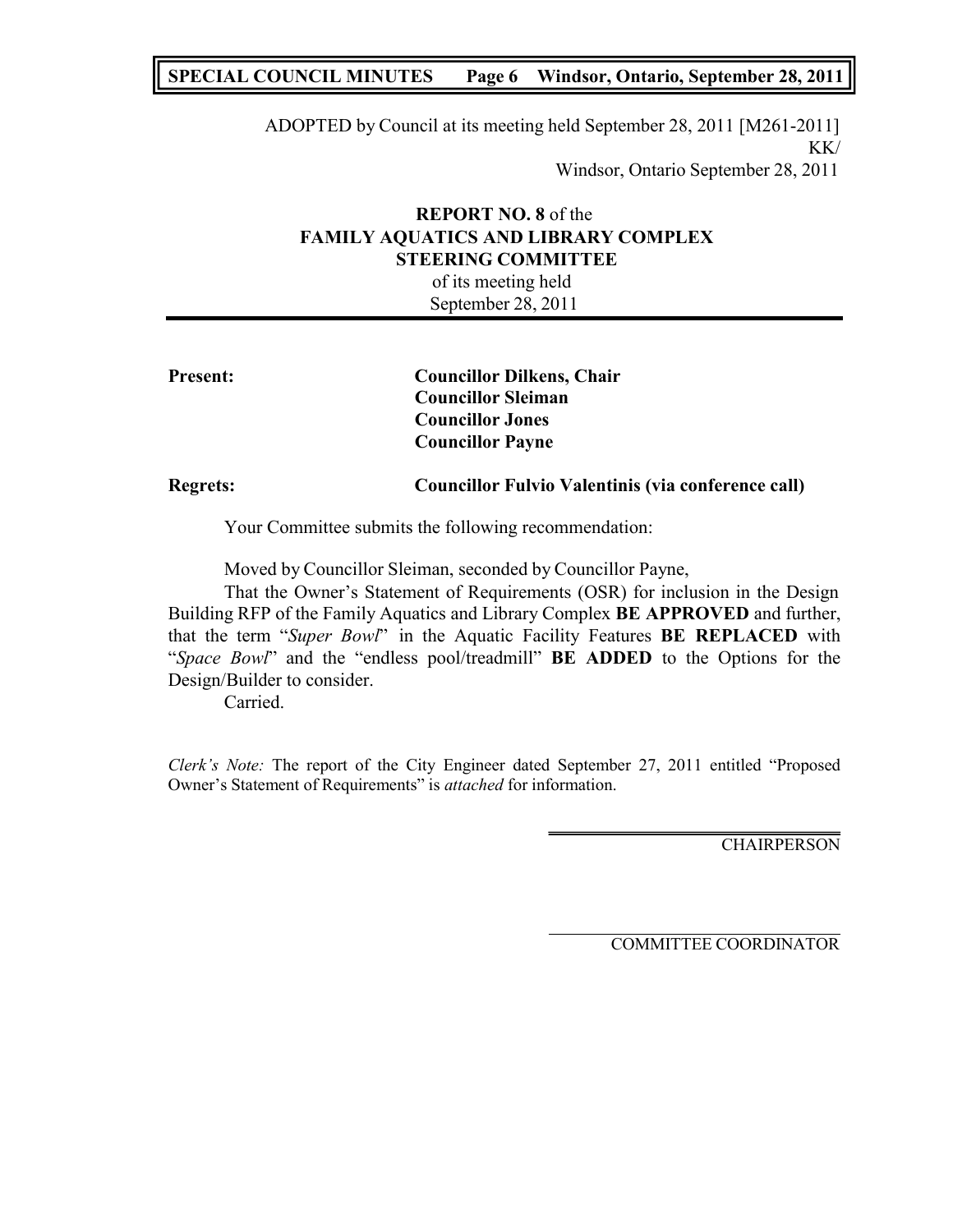ADOPTED by Council at its meeting held September 28, 2011 [M261-2011]
KK/
Windsor, Ontario September 28, 2011

**REPORT NO. 8** of the
**FAMILY AQUATICS AND LIBRARY COMPLEX**
**STEERING COMMITTEE**
of its meeting held
September 28, 2011

---

**Present:** **Councillor Dilkens, Chair**
**Councillor Sleiman**
**Councillor Jones**
**Councillor Payne**

**Regrets:** **Councillor Fulvio Valentinis (via conference call)**

Your Committee submits the following recommendation:

Moved by Councillor Sleiman, seconded by Councillor Payne,

That the Owner's Statement of Requirements (OSR) for inclusion in the Design Building RFP of the Family Aquatics and Library Complex **BE APPROVED** and further, that the term "*Super Bowl*" in the Aquatic Facility Features **BE REPLACED** with "*Space Bowl*" and the "endless pool/treadmill" **BE ADDED** to the Options for the Design/Builder to consider.

Carried.

*Clerk's Note:* The report of the City Engineer dated September 27, 2011 entitled "Proposed Owner's Statement of Requirements" is *attached* for information.

CHAIRPERSON

COMMITTEE COORDINATOR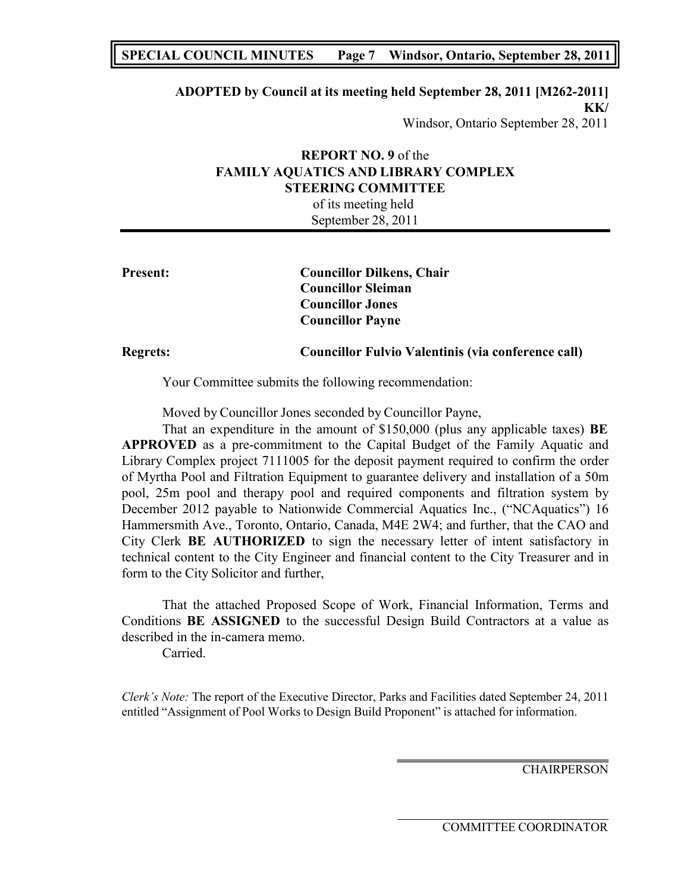**ADOPTED by Council at its meeting held September 28, 2011 [M262-2011]**
**KK/**
Windsor, Ontario September 28, 2011

**REPORT NO. 9** of the
**FAMILY AQUATICS AND LIBRARY COMPLEX**
**STEERING COMMITTEE**
of its meeting held
September 28, 2011

---

**Present:** **Councillor Dilkens, Chair**
**Councillor Sleiman**
**Councillor Jones**
**Councillor Payne**

**Regrets:** **Councillor Fulvio Valentinis (via conference call)**

Your Committee submits the following recommendation:

Moved by Councillor Jones seconded by Councillor Payne,

That an expenditure in the amount of $150,000 (plus any applicable taxes) **BE APPROVED** as a pre-commitment to the Capital Budget of the Family Aquatic and Library Complex project 7111005 for the deposit payment required to confirm the order of Myrtha Pool and Filtration Equipment to guarantee delivery and installation of a 50m pool, 25m pool and therapy pool and required components and filtration system by December 2012 payable to Nationwide Commercial Aquatics Inc., ("NCAquatics") 16 Hammersmith Ave., Toronto, Ontario, Canada, M4E 2W4; and further, that the CAO and City Clerk **BE AUTHORIZED** to sign the necessary letter of intent satisfactory in technical content to the City Engineer and financial content to the City Treasurer and in form to the City Solicitor and further,

That the attached Proposed Scope of Work, Financial Information, Terms and Conditions **BE ASSIGNED** to the successful Design Build Contractors at a value as described in the in-camera memo.

Carried.

*Clerk's Note:* The report of the Executive Director, Parks and Facilities dated September 24, 2011 entitled "Assignment of Pool Works to Design Build Proponent" is attached for information.

CHAIRPERSON

COMMITTEE COORDINATOR